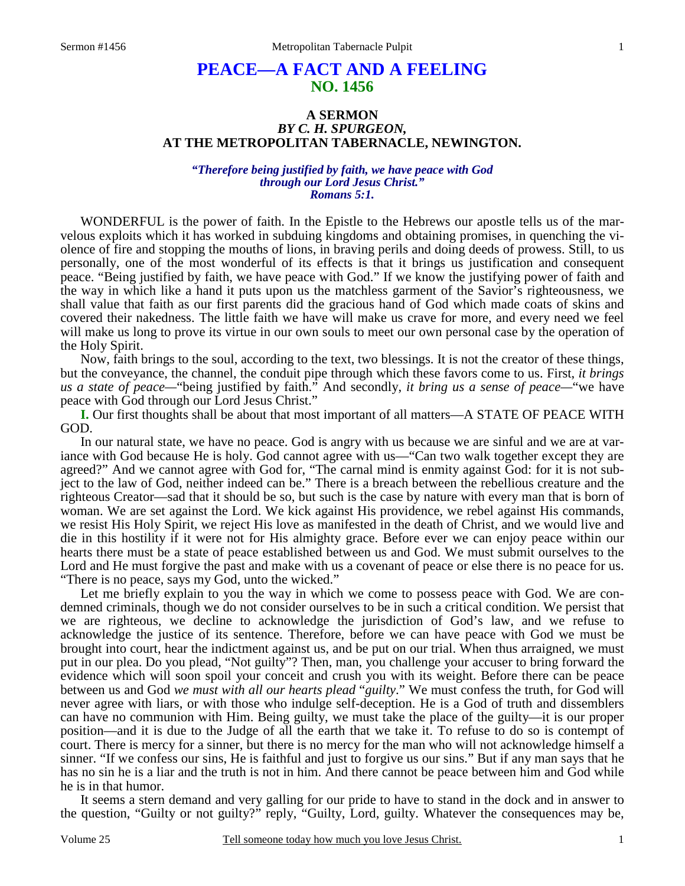# PEACE—A FACT AND A FEELING
## NO. 1456

### A SERMON
### *BY C. H. SPURGEON,*
### AT THE METROPOLITAN TABERNACLE, NEWINGTON.

***"Therefore being justified by faith, we have peace with God through our Lord Jesus Christ."***
***Romans 5:1.***

WONDERFUL is the power of faith. In the Epistle to the Hebrews our apostle tells us of the marvelous exploits which it has worked in subduing kingdoms and obtaining promises, in quenching the violence of fire and stopping the mouths of lions, in braving perils and doing deeds of prowess. Still, to us personally, one of the most wonderful of its effects is that it brings us justification and consequent peace. "Being justified by faith, we have peace with God." If we know the justifying power of faith and the way in which like a hand it puts upon us the matchless garment of the Savior's righteousness, we shall value that faith as our first parents did the gracious hand of God which made coats of skins and covered their nakedness. The little faith we have will make us crave for more, and every need we feel will make us long to prove its virtue in our own souls to meet our own personal case by the operation of the Holy Spirit.

Now, faith brings to the soul, according to the text, two blessings. It is not the creator of these things, but the conveyance, the channel, the conduit pipe through which these favors come to us. First, *it brings us a state of peace*—"being justified by faith." And secondly, *it bring us a sense of peace*—"we have peace with God through our Lord Jesus Christ."

**I.** Our first thoughts shall be about that most important of all matters—A STATE OF PEACE WITH GOD.

In our natural state, we have no peace. God is angry with us because we are sinful and we are at variance with God because He is holy. God cannot agree with us—"Can two walk together except they are agreed?" And we cannot agree with God for, "The carnal mind is enmity against God: for it is not subject to the law of God, neither indeed can be." There is a breach between the rebellious creature and the righteous Creator—sad that it should be so, but such is the case by nature with every man that is born of woman. We are set against the Lord. We kick against His providence, we rebel against His commands, we resist His Holy Spirit, we reject His love as manifested in the death of Christ, and we would live and die in this hostility if it were not for His almighty grace. Before ever we can enjoy peace within our hearts there must be a state of peace established between us and God. We must submit ourselves to the Lord and He must forgive the past and make with us a covenant of peace or else there is no peace for us. "There is no peace, says my God, unto the wicked."

Let me briefly explain to you the way in which we come to possess peace with God. We are condemned criminals, though we do not consider ourselves to be in such a critical condition. We persist that we are righteous, we decline to acknowledge the jurisdiction of God's law, and we refuse to acknowledge the justice of its sentence. Therefore, before we can have peace with God we must be brought into court, hear the indictment against us, and be put on our trial. When thus arraigned, we must put in our plea. Do you plead, "Not guilty"? Then, man, you challenge your accuser to bring forward the evidence which will soon spoil your conceit and crush you with its weight. Before there can be peace between us and God *we must with all our hearts plead "guilty*." We must confess the truth, for God will never agree with liars, or with those who indulge self-deception. He is a God of truth and dissemblers can have no communion with Him. Being guilty, we must take the place of the guilty—it is our proper position—and it is due to the Judge of all the earth that we take it. To refuse to do so is contempt of court. There is mercy for a sinner, but there is no mercy for the man who will not acknowledge himself a sinner. "If we confess our sins, He is faithful and just to forgive us our sins." But if any man says that he has no sin he is a liar and the truth is not in him. And there cannot be peace between him and God while he is in that humor.

It seems a stern demand and very galling for our pride to have to stand in the dock and in answer to the question, "Guilty or not guilty?" reply, "Guilty, Lord, guilty. Whatever the consequences may be,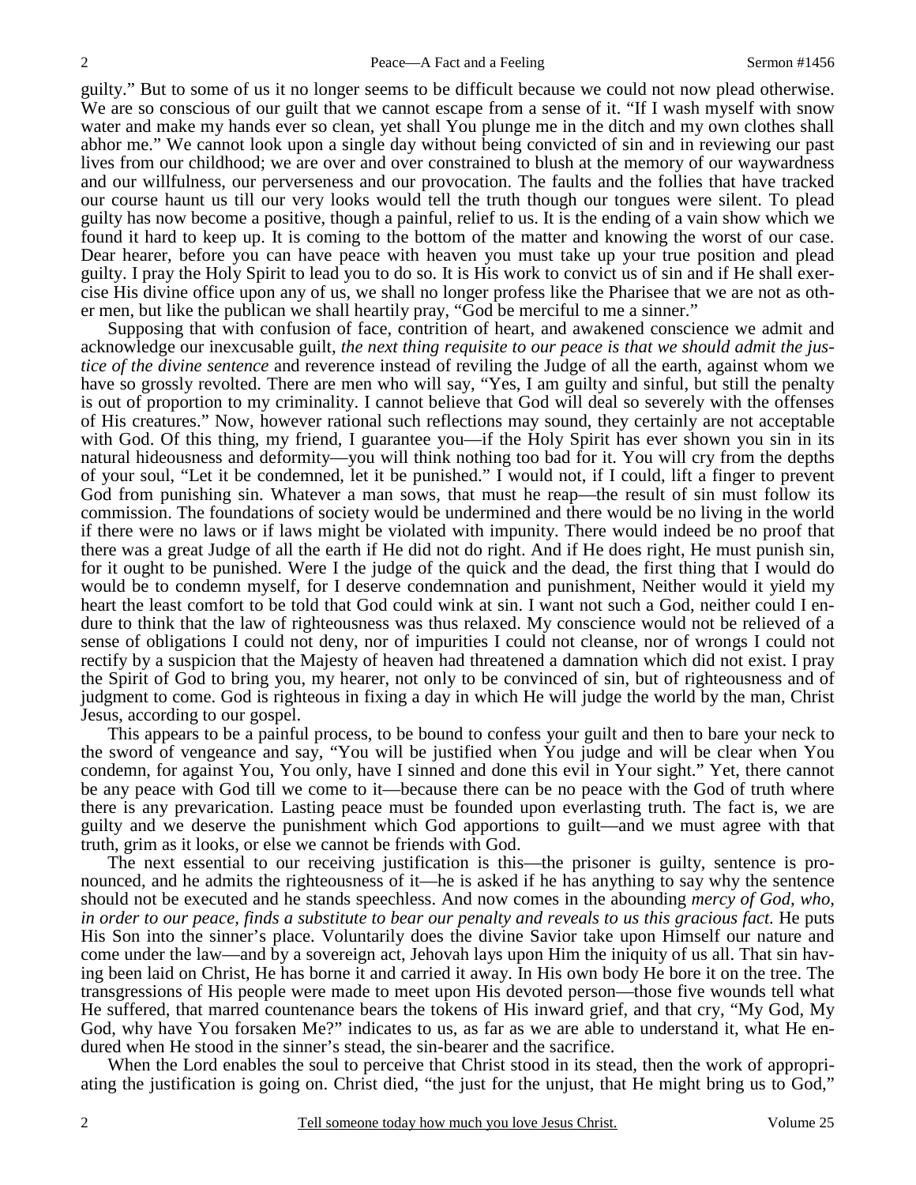guilty." But to some of us it no longer seems to be difficult because we could not now plead otherwise. We are so conscious of our guilt that we cannot escape from a sense of it. "If I wash myself with snow water and make my hands ever so clean, yet shall You plunge me in the ditch and my own clothes shall abhor me." We cannot look upon a single day without being convicted of sin and in reviewing our past lives from our childhood; we are over and over constrained to blush at the memory of our waywardness and our willfulness, our perverseness and our provocation. The faults and the follies that have tracked our course haunt us till our very looks would tell the truth though our tongues were silent. To plead guilty has now become a positive, though a painful, relief to us. It is the ending of a vain show which we found it hard to keep up. It is coming to the bottom of the matter and knowing the worst of our case. Dear hearer, before you can have peace with heaven you must take up your true position and plead guilty. I pray the Holy Spirit to lead you to do so. It is His work to convict us of sin and if He shall exercise His divine office upon any of us, we shall no longer profess like the Pharisee that we are not as other men, but like the publican we shall heartily pray, "God be merciful to me a sinner."

Supposing that with confusion of face, contrition of heart, and awakened conscience we admit and acknowledge our inexcusable guilt, *the next thing requisite to our peace is that we should admit the justice of the divine sentence* and reverence instead of reviling the Judge of all the earth, against whom we have so grossly revolted. There are men who will say, "Yes, I am guilty and sinful, but still the penalty is out of proportion to my criminality. I cannot believe that God will deal so severely with the offenses of His creatures." Now, however rational such reflections may sound, they certainly are not acceptable with God. Of this thing, my friend, I guarantee you—if the Holy Spirit has ever shown you sin in its natural hideousness and deformity—you will think nothing too bad for it. You will cry from the depths of your soul, "Let it be condemned, let it be punished." I would not, if I could, lift a finger to prevent God from punishing sin. Whatever a man sows, that must he reap—the result of sin must follow its commission. The foundations of society would be undermined and there would be no living in the world if there were no laws or if laws might be violated with impunity. There would indeed be no proof that there was a great Judge of all the earth if He did not do right. And if He does right, He must punish sin, for it ought to be punished. Were I the judge of the quick and the dead, the first thing that I would do would be to condemn myself, for I deserve condemnation and punishment, Neither would it yield my heart the least comfort to be told that God could wink at sin. I want not such a God, neither could I endure to think that the law of righteousness was thus relaxed. My conscience would not be relieved of a sense of obligations I could not deny, nor of impurities I could not cleanse, nor of wrongs I could not rectify by a suspicion that the Majesty of heaven had threatened a damnation which did not exist. I pray the Spirit of God to bring you, my hearer, not only to be convinced of sin, but of righteousness and of judgment to come. God is righteous in fixing a day in which He will judge the world by the man, Christ Jesus, according to our gospel.

This appears to be a painful process, to be bound to confess your guilt and then to bare your neck to the sword of vengeance and say, "You will be justified when You judge and will be clear when You condemn, for against You, You only, have I sinned and done this evil in Your sight." Yet, there cannot be any peace with God till we come to it—because there can be no peace with the God of truth where there is any prevarication. Lasting peace must be founded upon everlasting truth. The fact is, we are guilty and we deserve the punishment which God apportions to guilt—and we must agree with that truth, grim as it looks, or else we cannot be friends with God.

The next essential to our receiving justification is this—the prisoner is guilty, sentence is pronounced, and he admits the righteousness of it—he is asked if he has anything to say why the sentence should not be executed and he stands speechless. And now comes in the abounding *mercy of God, who, in order to our peace, finds a substitute to bear our penalty and reveals to us this gracious fact.* He puts His Son into the sinner's place. Voluntarily does the divine Savior take upon Himself our nature and come under the law—and by a sovereign act, Jehovah lays upon Him the iniquity of us all. That sin having been laid on Christ, He has borne it and carried it away. In His own body He bore it on the tree. The transgressions of His people were made to meet upon His devoted person—those five wounds tell what He suffered, that marred countenance bears the tokens of His inward grief, and that cry, "My God, My God, why have You forsaken Me?" indicates to us, as far as we are able to understand it, what He endured when He stood in the sinner's stead, the sin-bearer and the sacrifice.

When the Lord enables the soul to perceive that Christ stood in its stead, then the work of appropriating the justification is going on. Christ died, "the just for the unjust, that He might bring us to God,"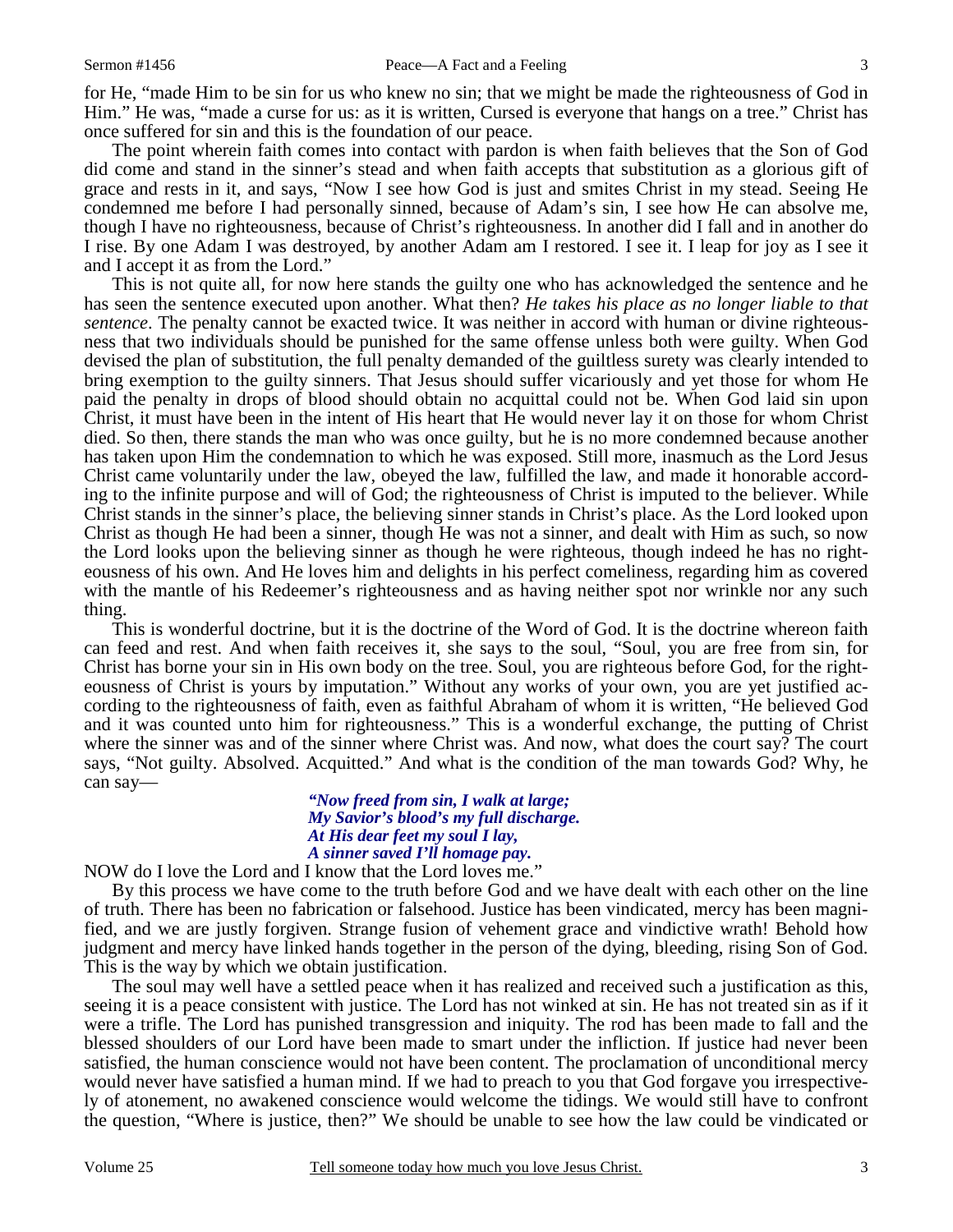for He, "made Him to be sin for us who knew no sin; that we might be made the righteousness of God in Him." He was, "made a curse for us: as it is written, Cursed is everyone that hangs on a tree." Christ has once suffered for sin and this is the foundation of our peace.

The point wherein faith comes into contact with pardon is when faith believes that the Son of God did come and stand in the sinner's stead and when faith accepts that substitution as a glorious gift of grace and rests in it, and says, "Now I see how God is just and smites Christ in my stead. Seeing He condemned me before I had personally sinned, because of Adam's sin, I see how He can absolve me, though I have no righteousness, because of Christ's righteousness. In another did I fall and in another do I rise. By one Adam I was destroyed, by another Adam am I restored. I see it. I leap for joy as I see it and I accept it as from the Lord."

This is not quite all, for now here stands the guilty one who has acknowledged the sentence and he has seen the sentence executed upon another. What then? *He takes his place as no longer liable to that sentence*. The penalty cannot be exacted twice. It was neither in accord with human or divine righteousness that two individuals should be punished for the same offense unless both were guilty. When God devised the plan of substitution, the full penalty demanded of the guiltless surety was clearly intended to bring exemption to the guilty sinners. That Jesus should suffer vicariously and yet those for whom He paid the penalty in drops of blood should obtain no acquittal could not be. When God laid sin upon Christ, it must have been in the intent of His heart that He would never lay it on those for whom Christ died. So then, there stands the man who was once guilty, but he is no more condemned because another has taken upon Him the condemnation to which he was exposed. Still more, inasmuch as the Lord Jesus Christ came voluntarily under the law, obeyed the law, fulfilled the law, and made it honorable according to the infinite purpose and will of God; the righteousness of Christ is imputed to the believer. While Christ stands in the sinner's place, the believing sinner stands in Christ's place. As the Lord looked upon Christ as though He had been a sinner, though He was not a sinner, and dealt with Him as such, so now the Lord looks upon the believing sinner as though he were righteous, though indeed he has no righteousness of his own. And He loves him and delights in his perfect comeliness, regarding him as covered with the mantle of his Redeemer's righteousness and as having neither spot nor wrinkle nor any such thing.

This is wonderful doctrine, but it is the doctrine of the Word of God. It is the doctrine whereon faith can feed and rest. And when faith receives it, she says to the soul, "Soul, you are free from sin, for Christ has borne your sin in His own body on the tree. Soul, you are righteous before God, for the righteousness of Christ is yours by imputation." Without any works of your own, you are yet justified according to the righteousness of faith, even as faithful Abraham of whom it is written, "He believed God and it was counted unto him for righteousness." This is a wonderful exchange, the putting of Christ where the sinner was and of the sinner where Christ was. And now, what does the court say? The court says, "Not guilty. Absolved. Acquitted." And what is the condition of the man towards God? Why, he can say—

> ***"Now freed from sin, I walk at large;***
> ***My Savior's blood's my full discharge.***
> ***At His dear feet my soul I lay,***
> ***A sinner saved I'll homage pay.***

NOW do I love the Lord and I know that the Lord loves me."

By this process we have come to the truth before God and we have dealt with each other on the line of truth. There has been no fabrication or falsehood. Justice has been vindicated, mercy has been magnified, and we are justly forgiven. Strange fusion of vehement grace and vindictive wrath! Behold how judgment and mercy have linked hands together in the person of the dying, bleeding, rising Son of God. This is the way by which we obtain justification.

The soul may well have a settled peace when it has realized and received such a justification as this, seeing it is a peace consistent with justice. The Lord has not winked at sin. He has not treated sin as if it were a trifle. The Lord has punished transgression and iniquity. The rod has been made to fall and the blessed shoulders of our Lord have been made to smart under the infliction. If justice had never been satisfied, the human conscience would not have been content. The proclamation of unconditional mercy would never have satisfied a human mind. If we had to preach to you that God forgave you irrespectively of atonement, no awakened conscience would welcome the tidings. We would still have to confront the question, "Where is justice, then?" We should be unable to see how the law could be vindicated or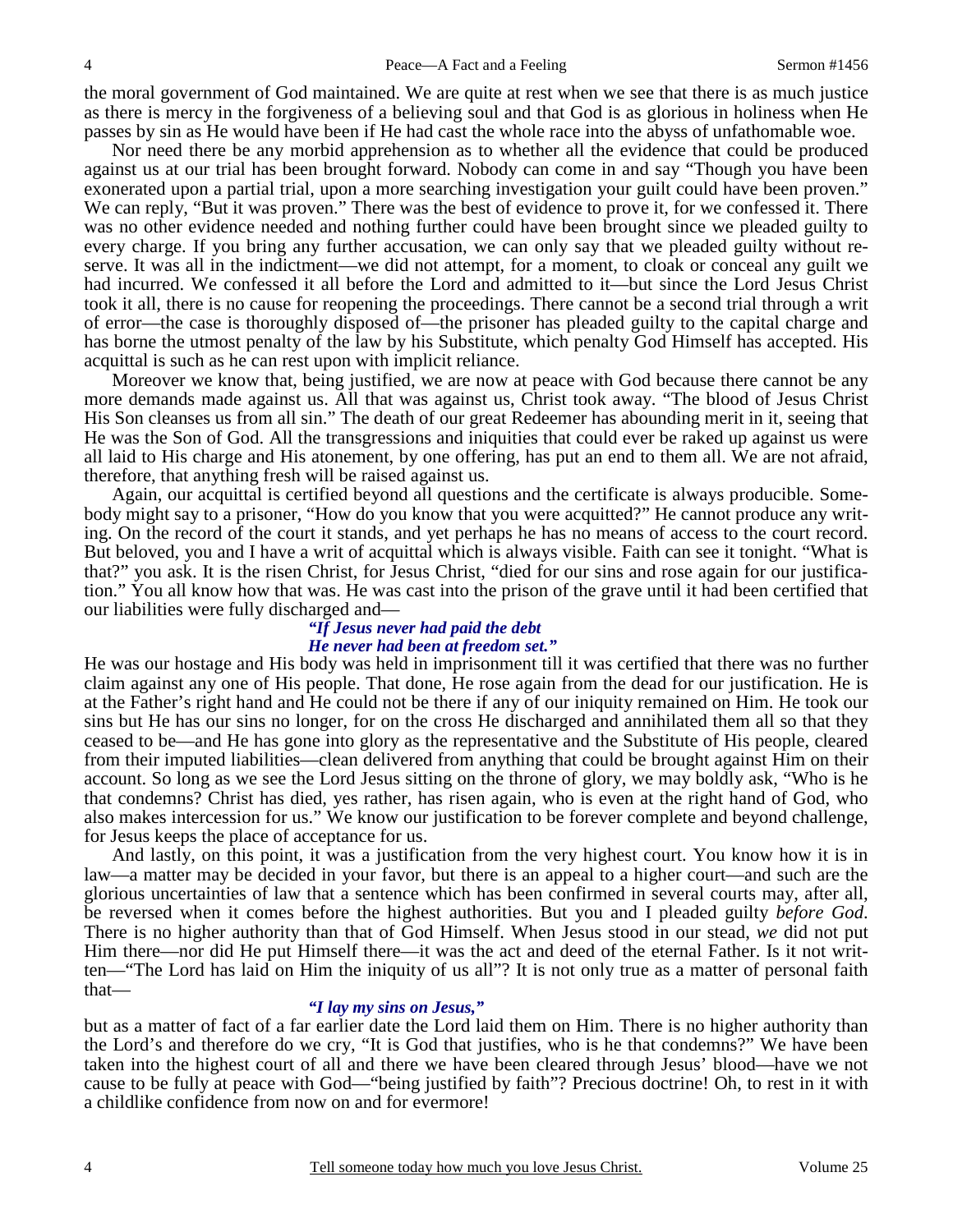the moral government of God maintained. We are quite at rest when we see that there is as much justice as there is mercy in the forgiveness of a believing soul and that God is as glorious in holiness when He passes by sin as He would have been if He had cast the whole race into the abyss of unfathomable woe.

Nor need there be any morbid apprehension as to whether all the evidence that could be produced against us at our trial has been brought forward. Nobody can come in and say "Though you have been exonerated upon a partial trial, upon a more searching investigation your guilt could have been proven." We can reply, "But it was proven." There was the best of evidence to prove it, for we confessed it. There was no other evidence needed and nothing further could have been brought since we pleaded guilty to every charge. If you bring any further accusation, we can only say that we pleaded guilty without reserve. It was all in the indictment—we did not attempt, for a moment, to cloak or conceal any guilt we had incurred. We confessed it all before the Lord and admitted to it—but since the Lord Jesus Christ took it all, there is no cause for reopening the proceedings. There cannot be a second trial through a writ of error—the case is thoroughly disposed of—the prisoner has pleaded guilty to the capital charge and has borne the utmost penalty of the law by his Substitute, which penalty God Himself has accepted. His acquittal is such as he can rest upon with implicit reliance.

Moreover we know that, being justified, we are now at peace with God because there cannot be any more demands made against us. All that was against us, Christ took away. "The blood of Jesus Christ His Son cleanses us from all sin." The death of our great Redeemer has abounding merit in it, seeing that He was the Son of God. All the transgressions and iniquities that could ever be raked up against us were all laid to His charge and His atonement, by one offering, has put an end to them all. We are not afraid, therefore, that anything fresh will be raised against us.

Again, our acquittal is certified beyond all questions and the certificate is always producible. Somebody might say to a prisoner, "How do you know that you were acquitted?" He cannot produce any writing. On the record of the court it stands, and yet perhaps he has no means of access to the court record. But beloved, you and I have a writ of acquittal which is always visible. Faith can see it tonight. "What is that?" you ask. It is the risen Christ, for Jesus Christ, "died for our sins and rose again for our justification." You all know how that was. He was cast into the prison of the grave until it had been certified that our liabilities were fully discharged and—

*"If Jesus never had paid the debt*
*He never had been at freedom set."*

He was our hostage and His body was held in imprisonment till it was certified that there was no further claim against any one of His people. That done, He rose again from the dead for our justification. He is at the Father's right hand and He could not be there if any of our iniquity remained on Him. He took our sins but He has our sins no longer, for on the cross He discharged and annihilated them all so that they ceased to be—and He has gone into glory as the representative and the Substitute of His people, cleared from their imputed liabilities—clean delivered from anything that could be brought against Him on their account. So long as we see the Lord Jesus sitting on the throne of glory, we may boldly ask, "Who is he that condemns? Christ has died, yes rather, has risen again, who is even at the right hand of God, who also makes intercession for us." We know our justification to be forever complete and beyond challenge, for Jesus keeps the place of acceptance for us.

And lastly, on this point, it was a justification from the very highest court. You know how it is in law—a matter may be decided in your favor, but there is an appeal to a higher court—and such are the glorious uncertainties of law that a sentence which has been confirmed in several courts may, after all, be reversed when it comes before the highest authorities. But you and I pleaded guilty *before God.* There is no higher authority than that of God Himself. When Jesus stood in our stead, *we* did not put Him there—nor did He put Himself there—it was the act and deed of the eternal Father. Is it not written—"The Lord has laid on Him the iniquity of us all"? It is not only true as a matter of personal faith that—

*"I lay my sins on Jesus,"*

but as a matter of fact of a far earlier date the Lord laid them on Him. There is no higher authority than the Lord's and therefore do we cry, "It is God that justifies, who is he that condemns?" We have been taken into the highest court of all and there we have been cleared through Jesus' blood—have we not cause to be fully at peace with God—"being justified by faith"? Precious doctrine! Oh, to rest in it with a childlike confidence from now on and for evermore!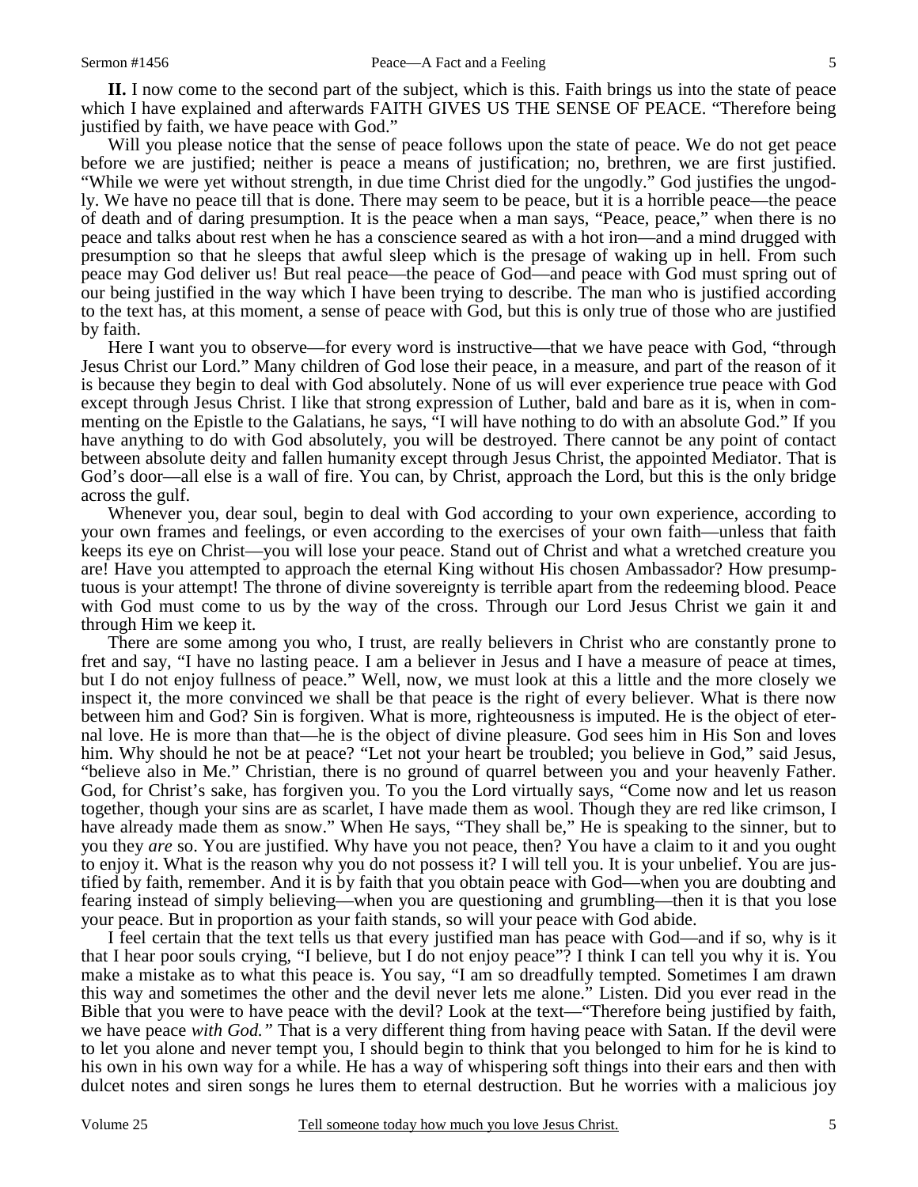**II.** I now come to the second part of the subject, which is this. Faith brings us into the state of peace which I have explained and afterwards FAITH GIVES US THE SENSE OF PEACE. "Therefore being justified by faith, we have peace with God."

Will you please notice that the sense of peace follows upon the state of peace. We do not get peace before we are justified; neither is peace a means of justification; no, brethren, we are first justified. "While we were yet without strength, in due time Christ died for the ungodly." God justifies the ungodly. We have no peace till that is done. There may seem to be peace, but it is a horrible peace—the peace of death and of daring presumption. It is the peace when a man says, "Peace, peace," when there is no peace and talks about rest when he has a conscience seared as with a hot iron—and a mind drugged with presumption so that he sleeps that awful sleep which is the presage of waking up in hell. From such peace may God deliver us! But real peace—the peace of God—and peace with God must spring out of our being justified in the way which I have been trying to describe. The man who is justified according to the text has, at this moment, a sense of peace with God, but this is only true of those who are justified by faith.

Here I want you to observe—for every word is instructive—that we have peace with God, "through Jesus Christ our Lord." Many children of God lose their peace, in a measure, and part of the reason of it is because they begin to deal with God absolutely. None of us will ever experience true peace with God except through Jesus Christ. I like that strong expression of Luther, bald and bare as it is, when in commenting on the Epistle to the Galatians, he says, "I will have nothing to do with an absolute God." If you have anything to do with God absolutely, you will be destroyed. There cannot be any point of contact between absolute deity and fallen humanity except through Jesus Christ, the appointed Mediator. That is God's door—all else is a wall of fire. You can, by Christ, approach the Lord, but this is the only bridge across the gulf.

Whenever you, dear soul, begin to deal with God according to your own experience, according to your own frames and feelings, or even according to the exercises of your own faith—unless that faith keeps its eye on Christ—you will lose your peace. Stand out of Christ and what a wretched creature you are! Have you attempted to approach the eternal King without His chosen Ambassador? How presumptuous is your attempt! The throne of divine sovereignty is terrible apart from the redeeming blood. Peace with God must come to us by the way of the cross. Through our Lord Jesus Christ we gain it and through Him we keep it.

There are some among you who, I trust, are really believers in Christ who are constantly prone to fret and say, "I have no lasting peace. I am a believer in Jesus and I have a measure of peace at times, but I do not enjoy fullness of peace." Well, now, we must look at this a little and the more closely we inspect it, the more convinced we shall be that peace is the right of every believer. What is there now between him and God? Sin is forgiven. What is more, righteousness is imputed. He is the object of eternal love. He is more than that—he is the object of divine pleasure. God sees him in His Son and loves him. Why should he not be at peace? "Let not your heart be troubled; you believe in God," said Jesus, "believe also in Me." Christian, there is no ground of quarrel between you and your heavenly Father. God, for Christ's sake, has forgiven you. To you the Lord virtually says, "Come now and let us reason together, though your sins are as scarlet, I have made them as wool. Though they are red like crimson, I have already made them as snow." When He says, "They shall be," He is speaking to the sinner, but to you they *are* so. You are justified. Why have you not peace, then? You have a claim to it and you ought to enjoy it. What is the reason why you do not possess it? I will tell you. It is your unbelief. You are justified by faith, remember. And it is by faith that you obtain peace with God—when you are doubting and fearing instead of simply believing—when you are questioning and grumbling—then it is that you lose your peace. But in proportion as your faith stands, so will your peace with God abide.

I feel certain that the text tells us that every justified man has peace with God—and if so, why is it that I hear poor souls crying, "I believe, but I do not enjoy peace"? I think I can tell you why it is. You make a mistake as to what this peace is. You say, "I am so dreadfully tempted. Sometimes I am drawn this way and sometimes the other and the devil never lets me alone." Listen. Did you ever read in the Bible that you were to have peace with the devil? Look at the text—"Therefore being justified by faith, we have peace *with God."* That is a very different thing from having peace with Satan. If the devil were to let you alone and never tempt you, I should begin to think that you belonged to him for he is kind to his own in his own way for a while. He has a way of whispering soft things into their ears and then with dulcet notes and siren songs he lures them to eternal destruction. But he worries with a malicious joy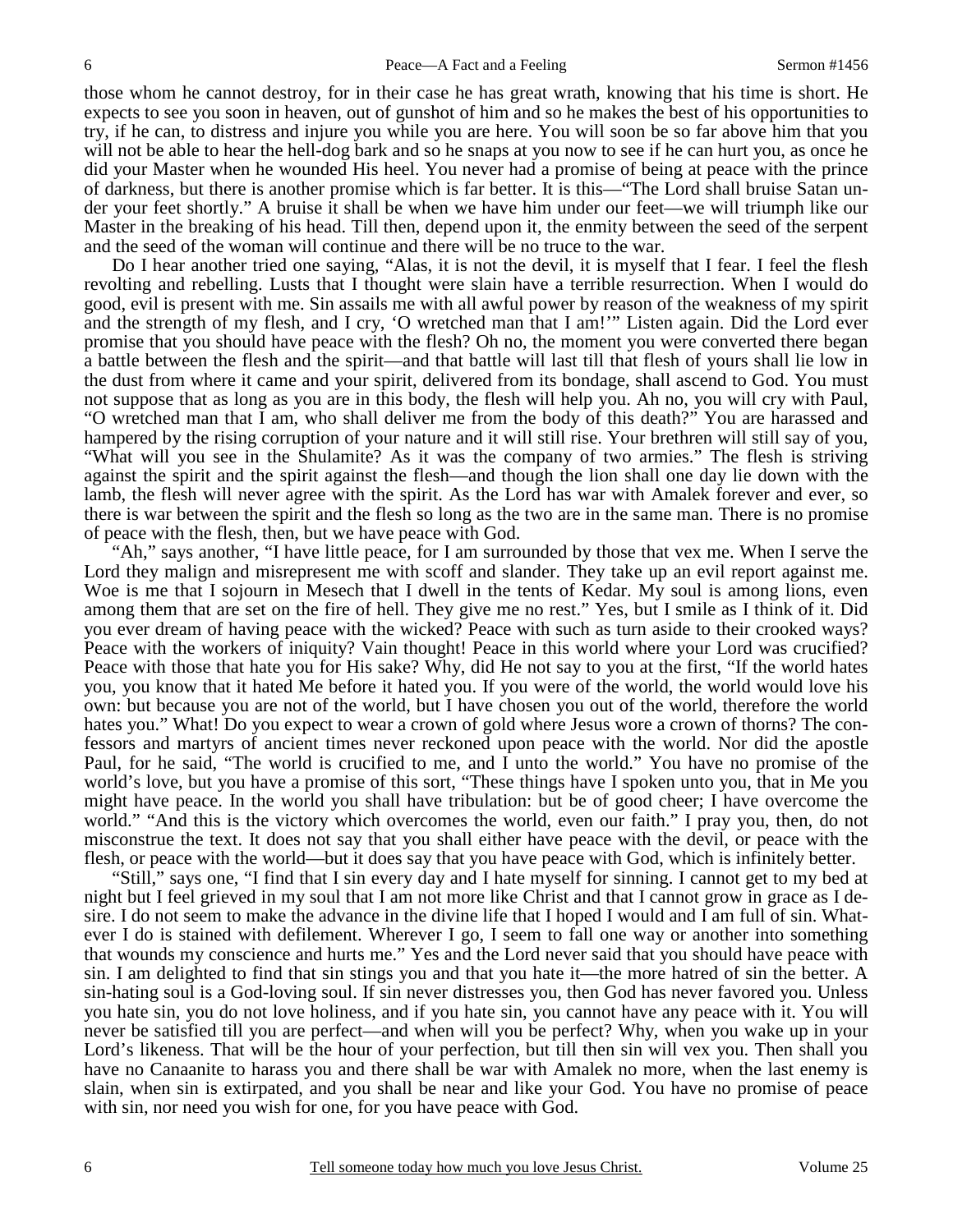those whom he cannot destroy, for in their case he has great wrath, knowing that his time is short. He expects to see you soon in heaven, out of gunshot of him and so he makes the best of his opportunities to try, if he can, to distress and injure you while you are here. You will soon be so far above him that you will not be able to hear the hell-dog bark and so he snaps at you now to see if he can hurt you, as once he did your Master when he wounded His heel. You never had a promise of being at peace with the prince of darkness, but there is another promise which is far better. It is this—"The Lord shall bruise Satan under your feet shortly." A bruise it shall be when we have him under our feet—we will triumph like our Master in the breaking of his head. Till then, depend upon it, the enmity between the seed of the serpent and the seed of the woman will continue and there will be no truce to the war.

Do I hear another tried one saying, "Alas, it is not the devil, it is myself that I fear. I feel the flesh revolting and rebelling. Lusts that I thought were slain have a terrible resurrection. When I would do good, evil is present with me. Sin assails me with all awful power by reason of the weakness of my spirit and the strength of my flesh, and I cry, 'O wretched man that I am!'" Listen again. Did the Lord ever promise that you should have peace with the flesh? Oh no, the moment you were converted there began a battle between the flesh and the spirit—and that battle will last till that flesh of yours shall lie low in the dust from where it came and your spirit, delivered from its bondage, shall ascend to God. You must not suppose that as long as you are in this body, the flesh will help you. Ah no, you will cry with Paul, "O wretched man that I am, who shall deliver me from the body of this death?" You are harassed and hampered by the rising corruption of your nature and it will still rise. Your brethren will still say of you, "What will you see in the Shulamite? As it was the company of two armies." The flesh is striving against the spirit and the spirit against the flesh—and though the lion shall one day lie down with the lamb, the flesh will never agree with the spirit. As the Lord has war with Amalek forever and ever, so there is war between the spirit and the flesh so long as the two are in the same man. There is no promise of peace with the flesh, then, but we have peace with God.

"Ah," says another, "I have little peace, for I am surrounded by those that vex me. When I serve the Lord they malign and misrepresent me with scoff and slander. They take up an evil report against me. Woe is me that I sojourn in Mesech that I dwell in the tents of Kedar. My soul is among lions, even among them that are set on the fire of hell. They give me no rest." Yes, but I smile as I think of it. Did you ever dream of having peace with the wicked? Peace with such as turn aside to their crooked ways? Peace with the workers of iniquity? Vain thought! Peace in this world where your Lord was crucified? Peace with those that hate you for His sake? Why, did He not say to you at the first, "If the world hates you, you know that it hated Me before it hated you. If you were of the world, the world would love his own: but because you are not of the world, but I have chosen you out of the world, therefore the world hates you." What! Do you expect to wear a crown of gold where Jesus wore a crown of thorns? The confessors and martyrs of ancient times never reckoned upon peace with the world. Nor did the apostle Paul, for he said, "The world is crucified to me, and I unto the world." You have no promise of the world's love, but you have a promise of this sort, "These things have I spoken unto you, that in Me you might have peace. In the world you shall have tribulation: but be of good cheer; I have overcome the world." "And this is the victory which overcomes the world, even our faith." I pray you, then, do not misconstrue the text. It does not say that you shall either have peace with the devil, or peace with the flesh, or peace with the world—but it does say that you have peace with God, which is infinitely better.

"Still," says one, "I find that I sin every day and I hate myself for sinning. I cannot get to my bed at night but I feel grieved in my soul that I am not more like Christ and that I cannot grow in grace as I desire. I do not seem to make the advance in the divine life that I hoped I would and I am full of sin. Whatever I do is stained with defilement. Wherever I go, I seem to fall one way or another into something that wounds my conscience and hurts me." Yes and the Lord never said that you should have peace with sin. I am delighted to find that sin stings you and that you hate it—the more hatred of sin the better. A sin-hating soul is a God-loving soul. If sin never distresses you, then God has never favored you. Unless you hate sin, you do not love holiness, and if you hate sin, you cannot have any peace with it. You will never be satisfied till you are perfect—and when will you be perfect? Why, when you wake up in your Lord's likeness. That will be the hour of your perfection, but till then sin will vex you. Then shall you have no Canaanite to harass you and there shall be war with Amalek no more, when the last enemy is slain, when sin is extirpated, and you shall be near and like your God. You have no promise of peace with sin, nor need you wish for one, for you have peace with God.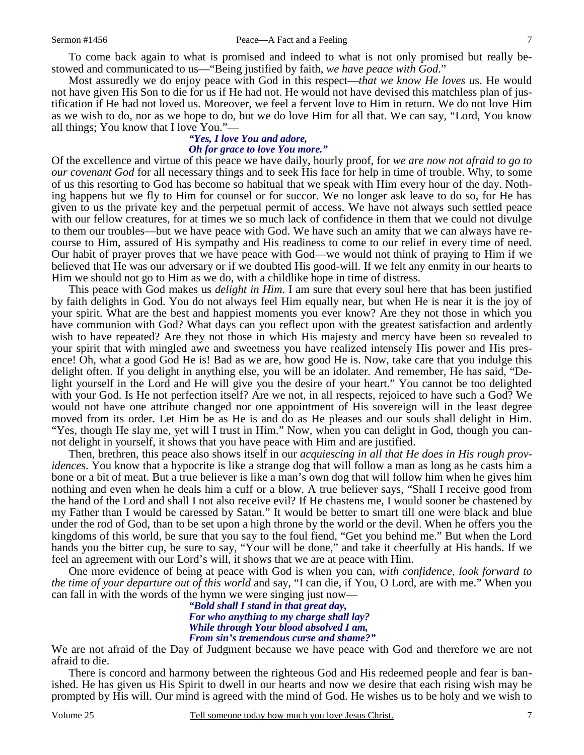To come back again to what is promised and indeed to what is not only promised but really bestowed and communicated to us—"Being justified by faith, *we have peace with God*."

Most assuredly we do enjoy peace with God in this respect—*that we know He loves u*s. He would not have given His Son to die for us if He had not. He would not have devised this matchless plan of justification if He had not loved us. Moreover, we feel a fervent love to Him in return. We do not love Him as we wish to do, nor as we hope to do, but we do love Him for all that. We can say, "Lord, You know all things; You know that I love You."—

> ***"Yes, I love You and adore,***
> ***Oh for grace to love You more."***

Of the excellence and virtue of this peace we have daily, hourly proof, for *we are now not afraid to go to our covenant God* for all necessary things and to seek His face for help in time of trouble. Why, to some of us this resorting to God has become so habitual that we speak with Him every hour of the day. Nothing happens but we fly to Him for counsel or for succor. We no longer ask leave to do so, for He has given to us the private key and the perpetual permit of access. We have not always such settled peace with our fellow creatures, for at times we so much lack of confidence in them that we could not divulge to them our troubles—but we have peace with God. We have such an amity that we can always have recourse to Him, assured of His sympathy and His readiness to come to our relief in every time of need. Our habit of prayer proves that we have peace with God—we would not think of praying to Him if we believed that He was our adversary or if we doubted His good-will. If we felt any enmity in our hearts to Him we should not go to Him as we do, with a childlike hope in time of distress.

This peace with God makes us *delight in Him*. I am sure that every soul here that has been justified by faith delights in God. You do not always feel Him equally near, but when He is near it is the joy of your spirit. What are the best and happiest moments you ever know? Are they not those in which you have communion with God? What days can you reflect upon with the greatest satisfaction and ardently wish to have repeated? Are they not those in which His majesty and mercy have been so revealed to your spirit that with mingled awe and sweetness you have realized intensely His power and His presence! Oh, what a good God He is! Bad as we are, how good He is. Now, take care that you indulge this delight often. If you delight in anything else, you will be an idolater. And remember, He has said, "Delight yourself in the Lord and He will give you the desire of your heart." You cannot be too delighted with your God. Is He not perfection itself? Are we not, in all respects, rejoiced to have such a God? We would not have one attribute changed nor one appointment of His sovereign will in the least degree moved from its order. Let Him be as He is and do as He pleases and our souls shall delight in Him. "Yes, though He slay me, yet will I trust in Him." Now, when you can delight in God, though you cannot delight in yourself, it shows that you have peace with Him and are justified.

Then, brethren, this peace also shows itself in our *acquiescing in all that He does in His rough providence*s. You know that a hypocrite is like a strange dog that will follow a man as long as he casts him a bone or a bit of meat. But a true believer is like a man's own dog that will follow him when he gives him nothing and even when he deals him a cuff or a blow. A true believer says, "Shall I receive good from the hand of the Lord and shall I not also receive evil? If He chastens me, I would sooner be chastened by my Father than I would be caressed by Satan." It would be better to smart till one were black and blue under the rod of God, than to be set upon a high throne by the world or the devil. When he offers you the kingdoms of this world, be sure that you say to the foul fiend, "Get you behind me." But when the Lord hands you the bitter cup, be sure to say, "Your will be done," and take it cheerfully at His hands. If we feel an agreement with our Lord's will, it shows that we are at peace with Him.

One more evidence of being at peace with God is when you can, *with confidence, look forward to the time of your departure out of this world* and say, "I can die, if You, O Lord, are with me." When you can fall in with the words of the hymn we were singing just now—

> ***"Bold shall I stand in that great day,***
> ***For who anything to my charge shall lay?***
> ***While through Your blood absolved I am,***
> ***From sin's tremendous curse and shame?"***

We are not afraid of the Day of Judgment because we have peace with God and therefore we are not afraid to die.

There is concord and harmony between the righteous God and His redeemed people and fear is banished. He has given us His Spirit to dwell in our hearts and now we desire that each rising wish may be prompted by His will. Our mind is agreed with the mind of God. He wishes us to be holy and we wish to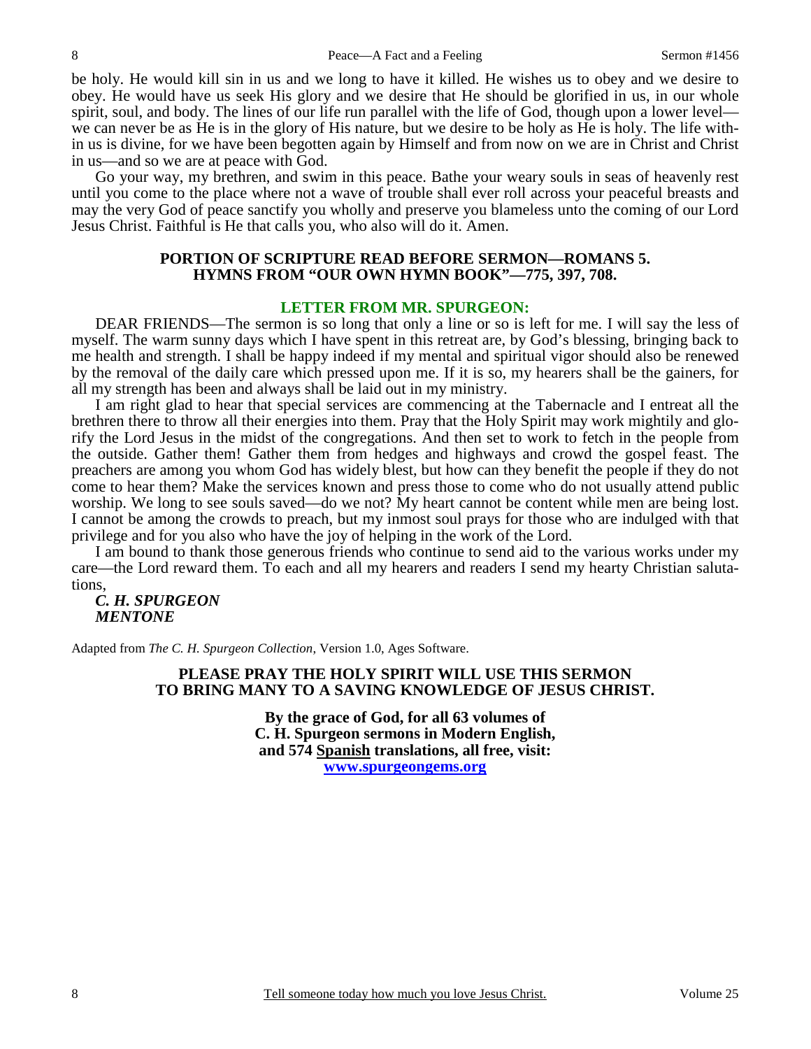be holy. He would kill sin in us and we long to have it killed. He wishes us to obey and we desire to obey. He would have us seek His glory and we desire that He should be glorified in us, in our whole spirit, soul, and body. The lines of our life run parallel with the life of God, though upon a lower level—we can never be as He is in the glory of His nature, but we desire to be holy as He is holy. The life within us is divine, for we have been begotten again by Himself and from now on we are in Christ and Christ in us—and so we are at peace with God.

Go your way, my brethren, and swim in this peace. Bathe your weary souls in seas of heavenly rest until you come to the place where not a wave of trouble shall ever roll across your peaceful breasts and may the very God of peace sanctify you wholly and preserve you blameless unto the coming of our Lord Jesus Christ. Faithful is He that calls you, who also will do it. Amen.

**PORTION OF SCRIPTURE READ BEFORE SERMON—ROMANS 5.**
**HYMNS FROM "OUR OWN HYMN BOOK"—775, 397, 708.**

## LETTER FROM MR. SPURGEON:

DEAR FRIENDS—The sermon is so long that only a line or so is left for me. I will say the less of myself. The warm sunny days which I have spent in this retreat are, by God's blessing, bringing back to me health and strength. I shall be happy indeed if my mental and spiritual vigor should also be renewed by the removal of the daily care which pressed upon me. If it is so, my hearers shall be the gainers, for all my strength has been and always shall be laid out in my ministry.

I am right glad to hear that special services are commencing at the Tabernacle and I entreat all the brethren there to throw all their energies into them. Pray that the Holy Spirit may work mightily and glorify the Lord Jesus in the midst of the congregations. And then set to work to fetch in the people from the outside. Gather them! Gather them from hedges and highways and crowd the gospel feast. The preachers are among you whom God has widely blest, but how can they benefit the people if they do not come to hear them? Make the services known and press those to come who do not usually attend public worship. We long to see souls saved—do we not? My heart cannot be content while men are being lost. I cannot be among the crowds to preach, but my inmost soul prays for those who are indulged with that privilege and for you also who have the joy of helping in the work of the Lord.

I am bound to thank those generous friends who continue to send aid to the various works under my care—the Lord reward them. To each and all my hearers and readers I send my hearty Christian salutations,

***C. H. SPURGEON***
***MENTONE***

Adapted from *The C. H. Spurgeon Collection*, Version 1.0, Ages Software.

**PLEASE PRAY THE HOLY SPIRIT WILL USE THIS SERMON TO BRING MANY TO A SAVING KNOWLEDGE OF JESUS CHRIST.**

**By the grace of God, for all 63 volumes of C. H. Spurgeon sermons in Modern English, and 574 Spanish translations, all free, visit: www.spurgeongems.org**